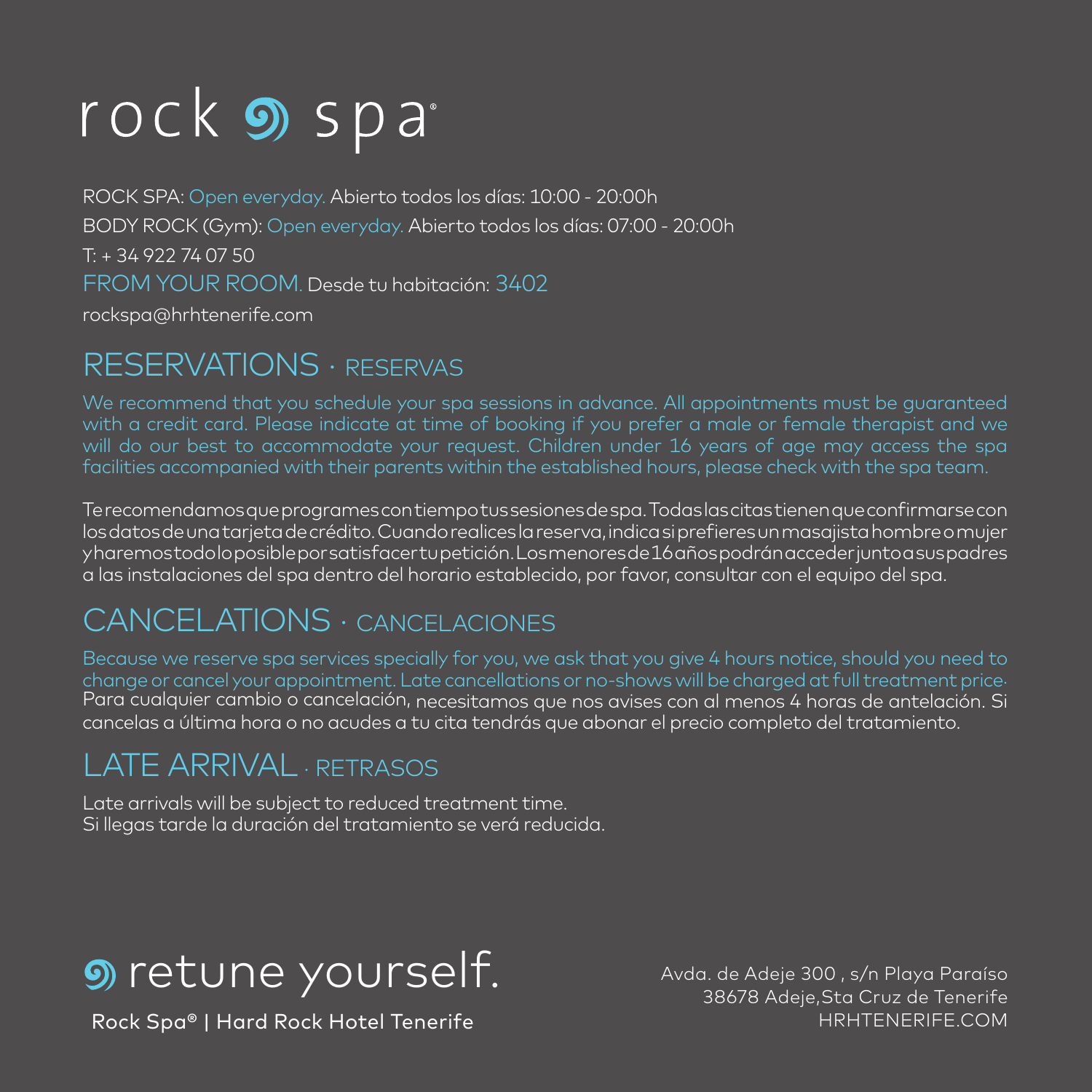# rock spa®

ROCK SPA: Open everyday. Abierto todos los días: 10:00 - 20:00h

BODY ROCK (Gym): Open everyday. Abierto todos los días: 07:00 - 20:00h

T: + 34 922 74 07 50

FROM YOUR ROOM. Desde tu habitación: 3402

rockspa@hrhtenerife.com

## RESERVATIONS · RESERVAS

We recommend that you schedule your spa sessions in advance. All appointments must be guaranteed with a credit card. Please indicate at time of booking if you prefer a male or female therapist and we will do our best to accommodate your request. Children under 16 years of age may access the spa facilities accompanied with their parents within the established hours, please check with the spa team.

Te recomendamos que programes con tiempo tus sesiones de spa. Todas las citas tienen que confirmarse con los datos de una tarjeta de crédito. Cuando realices la reserva, indica si prefieres un masajista hombre o mujer y haremos todo lo posible por satisfacer tu petición. Los menores de 16 años podrán acceder junto a sus padres a las instalaciones del spa dentro del horario establecido, por favor, consultar con el equipo del spa.

## CANCELATIONS · CANCELACIONES

Because we reserve spa services specially for you, we ask that you give 4 hours notice, should you need to change or cancel your appointment. Late cancellations or no-shows will be charged at full treatment price. Para cualquier cambio o cancelación, necesitamos que nos avises con al menos 4 horas de antelación. Si cancelas a última hora o no acudes a tu cita tendrás que abonar el precio completo del tratamiento.

## LATE ARRIVAL · RETRASOS

Late arrivals will be subject to reduced treatment time.
Si llegas tarde la duración del tratamiento se verá reducida.

retune yourself.

Rock Spa® | Hard Rock Hotel Tenerife

Avda. de Adeje 300 , s/n Playa Paraíso
38678 Adeje,Sta Cruz de Tenerife
HRHTENERIFE.COM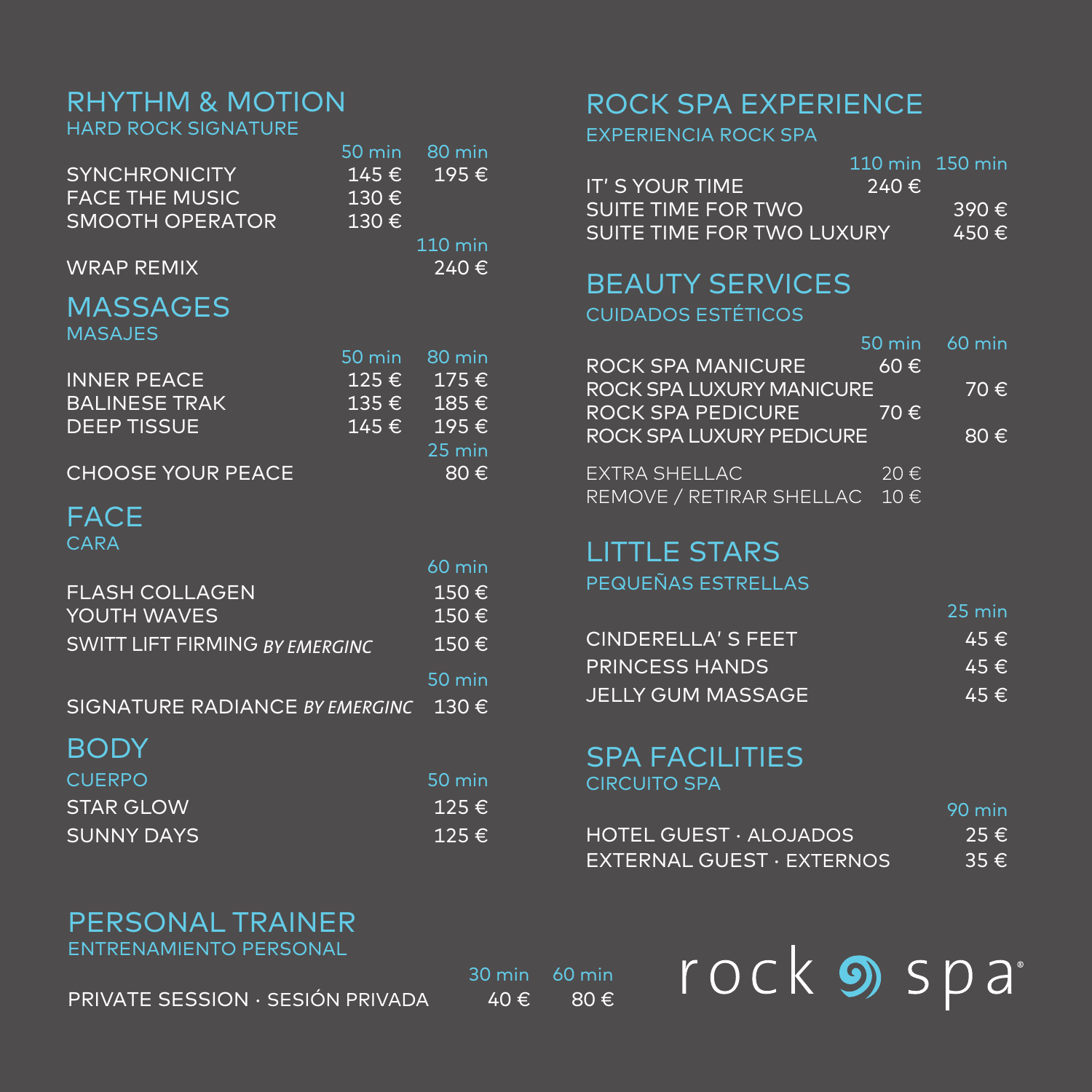## RHYTHM & MOTION

### HARD ROCK SIGNATURE

| | 50 min | 80 min |
|---|---|---|
| SYNCHRONICITY | 145 € | 195 € |
| FACE THE MUSIC | 130 € | |
| SMOOTH OPERATOR | 130 € | |

| | 110 min |
|---|---|
| WRAP REMIX | 240 € |

## MASSAGES

### MASAJES

| | 50 min | 80 min |
|---|---|---|
| INNER PEACE | 125 € | 175 € |
| BALINESE TRAK | 135 € | 185 € |
| DEEP TISSUE | 145 € | 195 € |

| | 25 min |
|---|---|
| CHOOSE YOUR PEACE | 80 € |

## FACE

### CARA

| | 60 min |
|---|---|
| FLASH COLLAGEN | 150 € |
| YOUTH WAVES | 150 € |
| SWITT LIFT FIRMING *BY EMERGINC* | 150 € |

| | 50 min |
|---|---|
| SIGNATURE RADIANCE *BY EMERGINC* | 130 € |

## BODY

### CUERPO

| | 50 min |
|---|---|
| STAR GLOW | 125 € |
| SUNNY DAYS | 125 € |

## ROCK SPA EXPERIENCE

### EXPERIENCIA ROCK SPA

| | 110 min | 150 min |
|---|---|---|
| IT' S YOUR TIME | 240 € | |
| SUITE TIME FOR TWO | | 390 € |
| SUITE TIME FOR TWO LUXURY | | 450 € |

## BEAUTY SERVICES

### CUIDADOS ESTÉTICOS

| | 50 min | 60 min |
|---|---|---|
| ROCK SPA MANICURE | 60 € | |
| ROCK SPA LUXURY MANICURE | | 70 € |
| ROCK SPA PEDICURE | 70 € | |
| ROCK SPA LUXURY PEDICURE | | 80 € |
| EXTRA SHELLAC | 20 € | |
| REMOVE / RETIRAR SHELLAC | 10 € | |

## LITTLE STARS

### PEQUEÑAS ESTRELLAS

| | 25 min |
|---|---|
| CINDERELLA' S FEET | 45 € |
| PRINCESS HANDS | 45 € |
| JELLY GUM MASSAGE | 45 € |

## SPA FACILITIES

### CIRCUITO SPA

| | 90 min |
|---|---|
| HOTEL GUEST · ALOJADOS | 25 € |
| EXTERNAL GUEST · EXTERNOS | 35 € |

## PERSONAL TRAINER

### ENTRENAMIENTO PERSONAL

| | 30 min | 60 min |
|---|---|---|
| PRIVATE SESSION · SESIÓN PRIVADA | 40 € | 80 € |

rock spa®